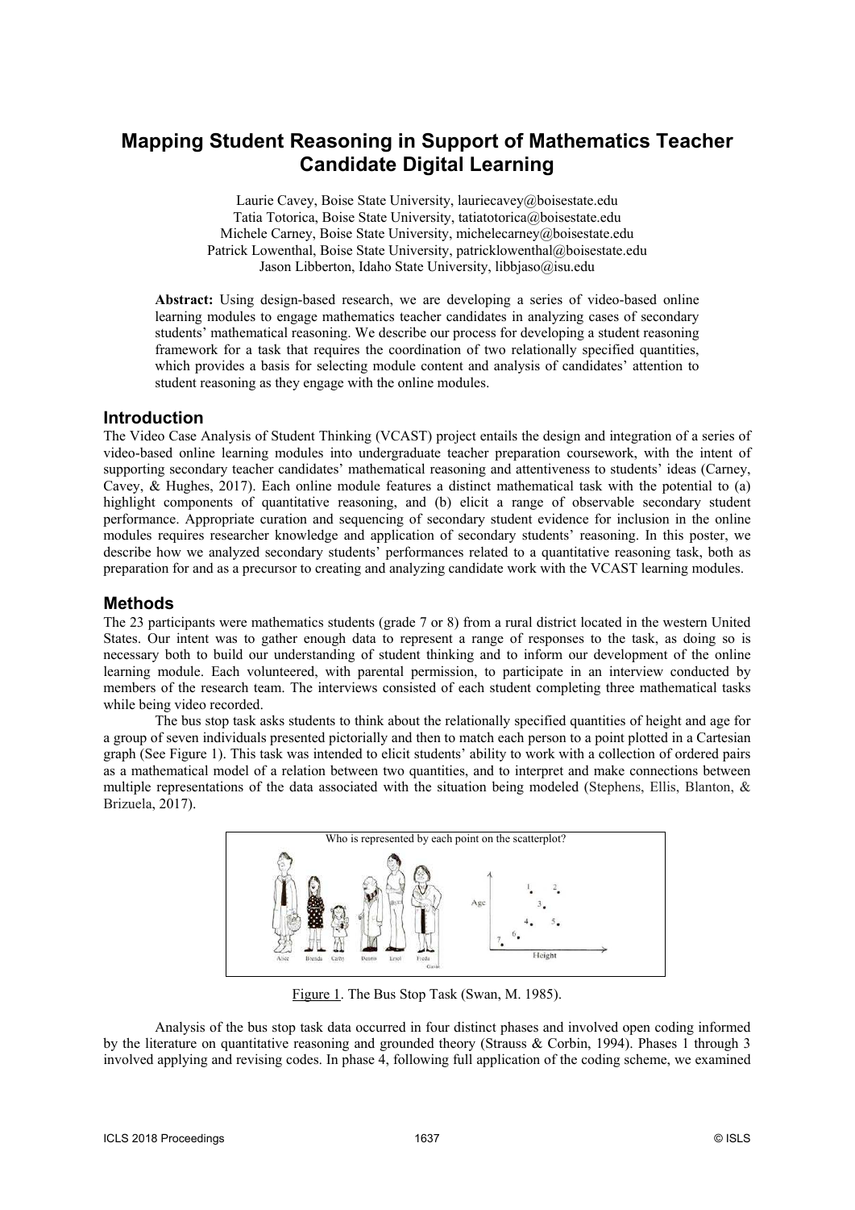# Mapping Student Reasoning in Support of Mathematics Teacher Candidate Digital Learning

Laurie Cavey, Boise State University, lauriecavey@boisestate.edu
Tatia Totorica, Boise State University, tatiatotorica@boisestate.edu
Michele Carney, Boise State University, michelecarney@boisestate.edu
Patrick Lowenthal, Boise State University, patricklowenthal@boisestate.edu
Jason Libberton, Idaho State University, libbjaso@isu.edu

**Abstract:** Using design-based research, we are developing a series of video-based online learning modules to engage mathematics teacher candidates in analyzing cases of secondary students' mathematical reasoning. We describe our process for developing a student reasoning framework for a task that requires the coordination of two relationally specified quantities, which provides a basis for selecting module content and analysis of candidates' attention to student reasoning as they engage with the online modules.

## Introduction

The Video Case Analysis of Student Thinking (VCAST) project entails the design and integration of a series of video-based online learning modules into undergraduate teacher preparation coursework, with the intent of supporting secondary teacher candidates' mathematical reasoning and attentiveness to students' ideas (Carney, Cavey, & Hughes, 2017). Each online module features a distinct mathematical task with the potential to (a) highlight components of quantitative reasoning, and (b) elicit a range of observable secondary student performance. Appropriate curation and sequencing of secondary student evidence for inclusion in the online modules requires researcher knowledge and application of secondary students' reasoning. In this poster, we describe how we analyzed secondary students' performances related to a quantitative reasoning task, both as preparation for and as a precursor to creating and analyzing candidate work with the VCAST learning modules.

## Methods

The 23 participants were mathematics students (grade 7 or 8) from a rural district located in the western United States. Our intent was to gather enough data to represent a range of responses to the task, as doing so is necessary both to build our understanding of student thinking and to inform our development of the online learning module. Each volunteered, with parental permission, to participate in an interview conducted by members of the research team. The interviews consisted of each student completing three mathematical tasks while being video recorded.

The bus stop task asks students to think about the relationally specified quantities of height and age for a group of seven individuals presented pictorially and then to match each person to a point plotted in a Cartesian graph (See Figure 1). This task was intended to elicit students' ability to work with a collection of ordered pairs as a mathematical model of a relation between two quantities, and to interpret and make connections between multiple representations of the data associated with the situation being modeled (Stephens, Ellis, Blanton, & Brizuela, 2017).

Figure 1. The Bus Stop Task (Swan, M. 1985).

Analysis of the bus stop task data occurred in four distinct phases and involved open coding informed by the literature on quantitative reasoning and grounded theory (Strauss & Corbin, 1994). Phases 1 through 3 involved applying and revising codes. In phase 4, following full application of the coding scheme, we examined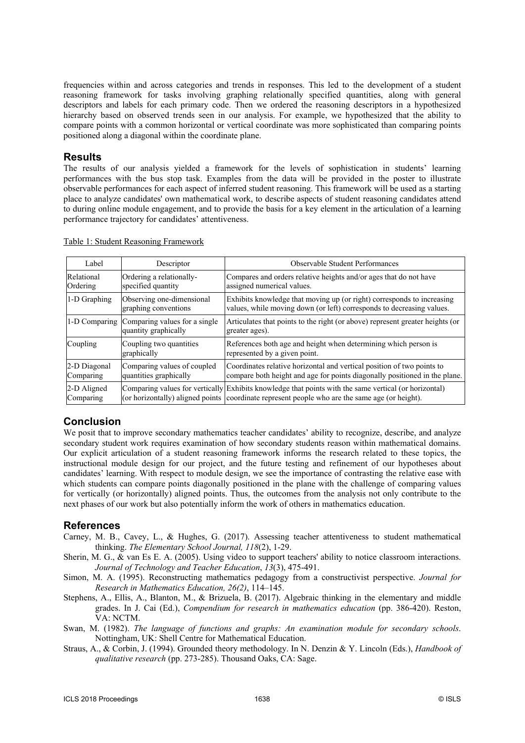frequencies within and across categories and trends in responses. This led to the development of a student reasoning framework for tasks involving graphing relationally specified quantities, along with general descriptors and labels for each primary code. Then we ordered the reasoning descriptors in a hypothesized hierarchy based on observed trends seen in our analysis. For example, we hypothesized that the ability to compare points with a common horizontal or vertical coordinate was more sophisticated than comparing points positioned along a diagonal within the coordinate plane.

## Results

The results of our analysis yielded a framework for the levels of sophistication in students' learning performances with the bus stop task. Examples from the data will be provided in the poster to illustrate observable performances for each aspect of inferred student reasoning. This framework will be used as a starting place to analyze candidates' own mathematical work, to describe aspects of student reasoning candidates attend to during online module engagement, and to provide the basis for a key element in the articulation of a learning performance trajectory for candidates' attentiveness.

Table 1: Student Reasoning Framework

| Label | Descriptor | Observable Student Performances |
|---|---|---|
| Relational Ordering | Ordering a relationally-specified quantity | Compares and orders relative heights and/or ages that do not have assigned numerical values. |
| 1-D Graphing | Observing one-dimensional graphing conventions | Exhibits knowledge that moving up (or right) corresponds to increasing values, while moving down (or left) corresponds to decreasing values. |
| 1-D Comparing | Comparing values for a single quantity graphically | Articulates that points to the right (or above) represent greater heights (or greater ages). |
| Coupling | Coupling two quantities graphically | References both age and height when determining which person is represented by a given point. |
| 2-D Diagonal Comparing | Comparing values of coupled quantities graphically | Coordinates relative horizontal and vertical position of two points to compare both height and age for points diagonally positioned in the plane. |
| 2-D Aligned Comparing | Comparing values for vertically (or horizontally) aligned points | Exhibits knowledge that points with the same vertical (or horizontal) coordinate represent people who are the same age (or height). |

## Conclusion

We posit that to improve secondary mathematics teacher candidates' ability to recognize, describe, and analyze secondary student work requires examination of how secondary students reason within mathematical domains. Our explicit articulation of a student reasoning framework informs the research related to these topics, the instructional module design for our project, and the future testing and refinement of our hypotheses about candidates' learning. With respect to module design, we see the importance of contrasting the relative ease with which students can compare points diagonally positioned in the plane with the challenge of comparing values for vertically (or horizontally) aligned points. Thus, the outcomes from the analysis not only contribute to the next phases of our work but also potentially inform the work of others in mathematics education.

## References

Carney, M. B., Cavey, L., & Hughes, G. (2017). Assessing teacher attentiveness to student mathematical thinking. *The Elementary School Journal, 118*(2), 1-29.

Sherin, M. G., & van Es E. A. (2005). Using video to support teachers' ability to notice classroom interactions. *Journal of Technology and Teacher Education*, *13*(3), 475-491.

Simon, M. A. (1995). Reconstructing mathematics pedagogy from a constructivist perspective. *Journal for Research in Mathematics Education, 26(2)*, 114–145.

Stephens, A., Ellis, A., Blanton, M., & Brizuela, B. (2017). Algebraic thinking in the elementary and middle grades. In J. Cai (Ed.), *Compendium for research in mathematics education* (pp. 386-420). Reston, VA: NCTM.

Swan, M. (1982). *The language of functions and graphs: An examination module for secondary schools*. Nottingham, UK: Shell Centre for Mathematical Education.

Straus, A., & Corbin, J. (1994). Grounded theory methodology. In N. Denzin & Y. Lincoln (Eds.), *Handbook of qualitative research* (pp. 273-285). Thousand Oaks, CA: Sage.